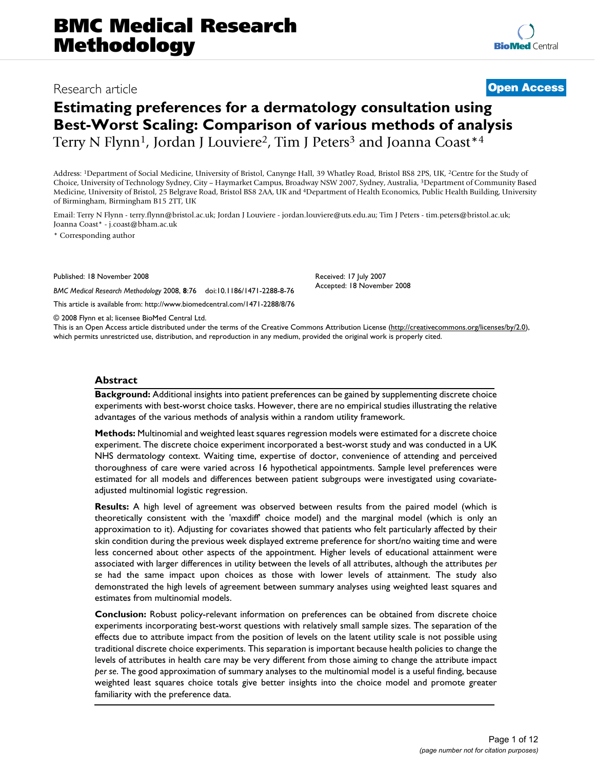# BMC Medical Research Methodology

Research article

**Open Access**

# Estimating preferences for a dermatology consultation using Best-Worst Scaling: Comparison of various methods of analysis

Terry N Flynn[1], Jordan J Louviere[2], Tim J Peters[3] and Joanna Coast*[4]

Address: [1]Department of Social Medicine, University of Bristol, Canynge Hall, 39 Whatley Road, Bristol BS8 2PS, UK, [2]Centre for the Study of Choice, University of Technology Sydney, City – Haymarket Campus, Broadway NSW 2007, Sydney, Australia, [3]Department of Community Based Medicine, University of Bristol, 25 Belgrave Road, Bristol BS8 2AA, UK and [4]Department of Health Economics, Public Health Building, University of Birmingham, Birmingham B15 2TT, UK

Email: Terry N Flynn - terry.flynn@bristol.ac.uk; Jordan J Louviere - jordan.louviere@uts.edu.au; Tim J Peters - tim.peters@bristol.ac.uk; Joanna Coast* - j.coast@bham.ac.uk

\* Corresponding author

Published: 18 November 2008

*BMC Medical Research Methodology* 2008, **8**:76 doi:10.1186/1471-2288-8-76

Received: 17 July 2007
Accepted: 18 November 2008

This article is available from: http://www.biomedcentral.com/1471-2288/8/76

© 2008 Flynn et al; licensee BioMed Central Ltd.

This is an Open Access article distributed under the terms of the Creative Commons Attribution License (http://creativecommons.org/licenses/by/2.0), which permits unrestricted use, distribution, and reproduction in any medium, provided the original work is properly cited.

## Abstract

**Background:** Additional insights into patient preferences can be gained by supplementing discrete choice experiments with best-worst choice tasks. However, there are no empirical studies illustrating the relative advantages of the various methods of analysis within a random utility framework.

**Methods:** Multinomial and weighted least squares regression models were estimated for a discrete choice experiment. The discrete choice experiment incorporated a best-worst study and was conducted in a UK NHS dermatology context. Waiting time, expertise of doctor, convenience of attending and perceived thoroughness of care were varied across 16 hypothetical appointments. Sample level preferences were estimated for all models and differences between patient subgroups were investigated using covariate-adjusted multinomial logistic regression.

**Results:** A high level of agreement was observed between results from the paired model (which is theoretically consistent with the 'maxdiff' choice model) and the marginal model (which is only an approximation to it). Adjusting for covariates showed that patients who felt particularly affected by their skin condition during the previous week displayed extreme preference for short/no waiting time and were less concerned about other aspects of the appointment. Higher levels of educational attainment were associated with larger differences in utility between the levels of all attributes, although the attributes *per se* had the same impact upon choices as those with lower levels of attainment. The study also demonstrated the high levels of agreement between summary analyses using weighted least squares and estimates from multinomial models.

**Conclusion:** Robust policy-relevant information on preferences can be obtained from discrete choice experiments incorporating best-worst questions with relatively small sample sizes. The separation of the effects due to attribute impact from the position of levels on the latent utility scale is not possible using traditional discrete choice experiments. This separation is important because health policies to change the levels of attributes in health care may be very different from those aiming to change the attribute impact *per se*. The good approximation of summary analyses to the multinomial model is a useful finding, because weighted least squares choice totals give better insights into the choice model and promote greater familiarity with the preference data.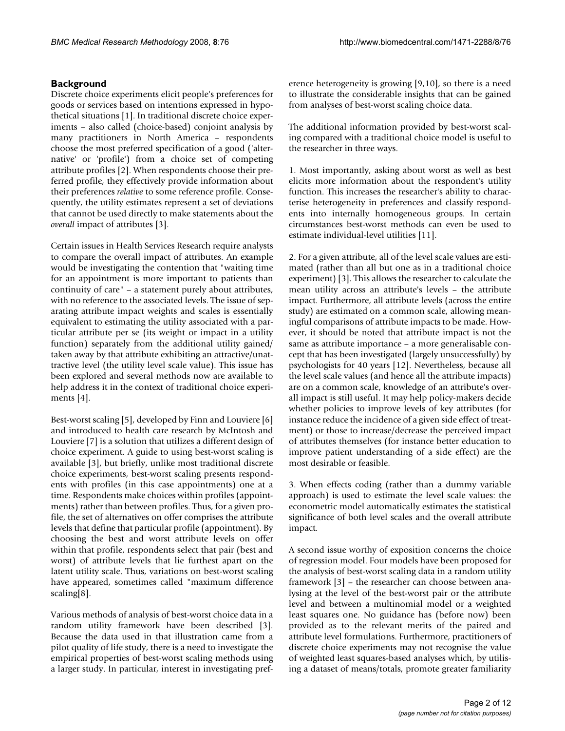## Background

Discrete choice experiments elicit people's preferences for goods or services based on intentions expressed in hypothetical situations [1]. In traditional discrete choice experiments – also called (choice-based) conjoint analysis by many practitioners in North America – respondents choose the most preferred specification of a good ('alternative' or 'profile') from a choice set of competing attribute profiles [2]. When respondents choose their preferred profile, they effectively provide information about their preferences *relative* to some reference profile. Consequently, the utility estimates represent a set of deviations that cannot be used directly to make statements about the *overall* impact of attributes [3].

Certain issues in Health Services Research require analysts to compare the overall impact of attributes. An example would be investigating the contention that "waiting time for an appointment is more important to patients than continuity of care" – a statement purely about attributes, with no reference to the associated levels. The issue of separating attribute impact weights and scales is essentially equivalent to estimating the utility associated with a particular attribute per se (its weight or impact in a utility function) separately from the additional utility gained/taken away by that attribute exhibiting an attractive/unattractive level (the utility level scale value). This issue has been explored and several methods now are available to help address it in the context of traditional choice experiments [4].

Best-worst scaling [5], developed by Finn and Louviere [6] and introduced to health care research by McIntosh and Louviere [7] is a solution that utilizes a different design of choice experiment. A guide to using best-worst scaling is available [3], but briefly, unlike most traditional discrete choice experiments, best-worst scaling presents respondents with profiles (in this case appointments) one at a time. Respondents make choices within profiles (appointments) rather than between profiles. Thus, for a given profile, the set of alternatives on offer comprises the attribute levels that define that particular profile (appointment). By choosing the best and worst attribute levels on offer within that profile, respondents select that pair (best and worst) of attribute levels that lie furthest apart on the latent utility scale. Thus, variations on best-worst scaling have appeared, sometimes called "maximum difference scaling[8].

Various methods of analysis of best-worst choice data in a random utility framework have been described [3]. Because the data used in that illustration came from a pilot quality of life study, there is a need to investigate the empirical properties of best-worst scaling methods using a larger study. In particular, interest in investigating preference heterogeneity is growing [9,10], so there is a need to illustrate the considerable insights that can be gained from analyses of best-worst scaling choice data.

The additional information provided by best-worst scaling compared with a traditional choice model is useful to the researcher in three ways.

1. Most importantly, asking about worst as well as best elicits more information about the respondent's utility function. This increases the researcher's ability to characterise heterogeneity in preferences and classify respondents into internally homogeneous groups. In certain circumstances best-worst methods can even be used to estimate individual-level utilities [11].

2. For a given attribute, all of the level scale values are estimated (rather than all but one as in a traditional choice experiment) [3]. This allows the researcher to calculate the mean utility across an attribute's levels – the attribute impact. Furthermore, all attribute levels (across the entire study) are estimated on a common scale, allowing meaningful comparisons of attribute impacts to be made. However, it should be noted that attribute impact is not the same as attribute importance – a more generalisable concept that has been investigated (largely unsuccessfully) by psychologists for 40 years [12]. Nevertheless, because all the level scale values (and hence all the attribute impacts) are on a common scale, knowledge of an attribute's overall impact is still useful. It may help policy-makers decide whether policies to improve levels of key attributes (for instance reduce the incidence of a given side effect of treatment) or those to increase/decrease the perceived impact of attributes themselves (for instance better education to improve patient understanding of a side effect) are the most desirable or feasible.

3. When effects coding (rather than a dummy variable approach) is used to estimate the level scale values: the econometric model automatically estimates the statistical significance of both level scales and the overall attribute impact.

A second issue worthy of exposition concerns the choice of regression model. Four models have been proposed for the analysis of best-worst scaling data in a random utility framework [3] – the researcher can choose between analysing at the level of the best-worst pair or the attribute level and between a multinomial model or a weighted least squares one. No guidance has (before now) been provided as to the relevant merits of the paired and attribute level formulations. Furthermore, practitioners of discrete choice experiments may not recognise the value of weighted least squares-based analyses which, by utilising a dataset of means/totals, promote greater familiarity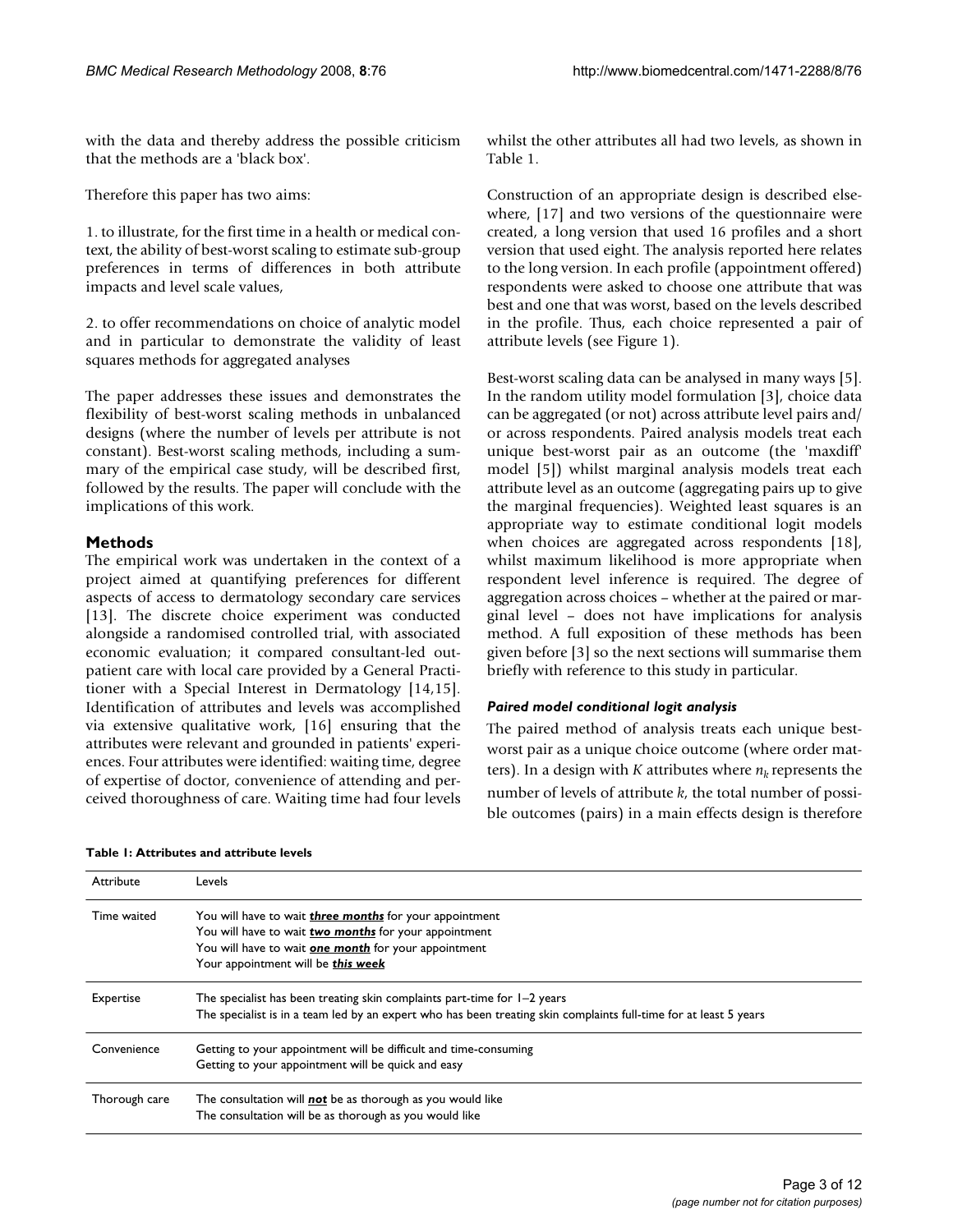with the data and thereby address the possible criticism that the methods are a 'black box'.

Therefore this paper has two aims:

1. to illustrate, for the first time in a health or medical context, the ability of best-worst scaling to estimate sub-group preferences in terms of differences in both attribute impacts and level scale values,

2. to offer recommendations on choice of analytic model and in particular to demonstrate the validity of least squares methods for aggregated analyses

The paper addresses these issues and demonstrates the flexibility of best-worst scaling methods in unbalanced designs (where the number of levels per attribute is not constant). Best-worst scaling methods, including a summary of the empirical case study, will be described first, followed by the results. The paper will conclude with the implications of this work.

## Methods

The empirical work was undertaken in the context of a project aimed at quantifying preferences for different aspects of access to dermatology secondary care services [13]. The discrete choice experiment was conducted alongside a randomised controlled trial, with associated economic evaluation; it compared consultant-led outpatient care with local care provided by a General Practitioner with a Special Interest in Dermatology [14,15]. Identification of attributes and levels was accomplished via extensive qualitative work, [16] ensuring that the attributes were relevant and grounded in patients' experiences. Four attributes were identified: waiting time, degree of expertise of doctor, convenience of attending and perceived thoroughness of care. Waiting time had four levels whilst the other attributes all had two levels, as shown in Table 1.

Construction of an appropriate design is described elsewhere, [17] and two versions of the questionnaire were created, a long version that used 16 profiles and a short version that used eight. The analysis reported here relates to the long version. In each profile (appointment offered) respondents were asked to choose one attribute that was best and one that was worst, based on the levels described in the profile. Thus, each choice represented a pair of attribute levels (see Figure 1).

Best-worst scaling data can be analysed in many ways [5]. In the random utility model formulation [3], choice data can be aggregated (or not) across attribute level pairs and/or across respondents. Paired analysis models treat each unique best-worst pair as an outcome (the 'maxdiff' model [5]) whilst marginal analysis models treat each attribute level as an outcome (aggregating pairs up to give the marginal frequencies). Weighted least squares is an appropriate way to estimate conditional logit models when choices are aggregated across respondents [18], whilst maximum likelihood is more appropriate when respondent level inference is required. The degree of aggregation across choices – whether at the paired or marginal level – does not have implications for analysis method. A full exposition of these methods has been given before [3] so the next sections will summarise them briefly with reference to this study in particular.

### *Paired model conditional logit analysis*

The paired method of analysis treats each unique best-worst pair as a unique choice outcome (where order matters). In a design with $K$ attributes where $n_k$ represents the number of levels of attribute $k$, the total number of possible outcomes (pairs) in a main effects design is therefore

**Table 1: Attributes and attribute levels**

| Attribute | Levels |
|---|---|
| Time waited | You will have to wait ***three months*** for your appointment<br>You will have to wait ***two months*** for your appointment<br>You will have to wait ***one month*** for your appointment<br>Your appointment will be ***this week*** |
| Expertise | The specialist has been treating skin complaints part-time for 1–2 years<br>The specialist is in a team led by an expert who has been treating skin complaints full-time for at least 5 years |
| Convenience | Getting to your appointment will be difficult and time-consuming<br>Getting to your appointment will be quick and easy |
| Thorough care | The consultation will ***not*** be as thorough as you would like<br>The consultation will be as thorough as you would like |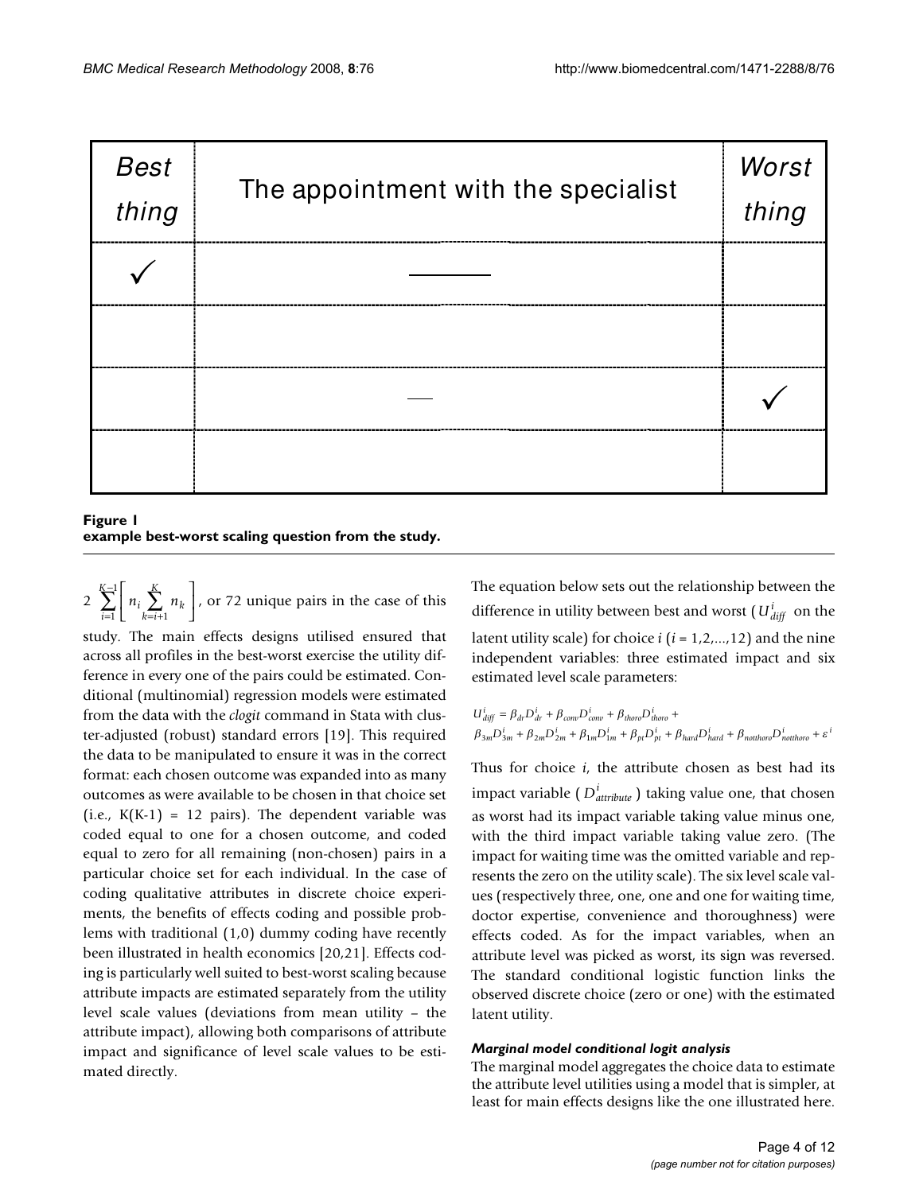| Best thing | The appointment with the specialist | Worst thing |
| --- | --- | --- |
| ✓ | ________ | |
| | | |
| | ___ | ✓ |
| | | |

**Figure 1**
**example best-worst scaling question from the study.**

$2\sum_{i=1}^{K-1}\left[n_i \sum_{k=i+1}^{K} n_k\right]$, or 72 unique pairs in the case of this study. The main effects designs utilised ensured that across all profiles in the best-worst exercise the utility difference in every one of the pairs could be estimated. Conditional (multinomial) regression models were estimated from the data with the *clogit* command in Stata with cluster-adjusted (robust) standard errors [19]. This required the data to be manipulated to ensure it was in the correct format: each chosen outcome was expanded into as many outcomes as were available to be chosen in that choice set (i.e., K(K-1) = 12 pairs). The dependent variable was coded equal to one for a chosen outcome, and coded equal to zero for all remaining (non-chosen) pairs in a particular choice set for each individual. In the case of coding qualitative attributes in discrete choice experiments, the benefits of effects coding and possible problems with traditional (1,0) dummy coding have recently been illustrated in health economics [20,21]. Effects coding is particularly well suited to best-worst scaling because attribute impacts are estimated separately from the utility level scale values (deviations from mean utility – the attribute impact), allowing both comparisons of attribute impact and significance of level scale values to be estimated directly.

The equation below sets out the relationship between the difference in utility between best and worst ($U^i_{diff}$ on the latent utility scale) for choice $i$ ($i$ = 1,2,...,12) and the nine independent variables: three estimated impact and six estimated level scale parameters:

$$U^i_{diff} = \beta_{dr}D^i_{dr} + \beta_{conv}D^i_{conv} + \beta_{thoro}D^i_{thoro} + \beta_{3m}D^i_{3m} + \beta_{2m}D^i_{2m} + \beta_{1m}D^i_{1m} + \beta_{pt}D^i_{pt} + \beta_{hard}D^i_{hard} + \beta_{notthoro}D^i_{notthoro} + \varepsilon^i$$

Thus for choice $i$, the attribute chosen as best had its impact variable ($D^i_{attribute}$) taking value one, that chosen as worst had its impact variable taking value minus one, with the third impact variable taking value zero. (The impact for waiting time was the omitted variable and represents the zero on the utility scale). The six level scale values (respectively three, one, one and one for waiting time, doctor expertise, convenience and thoroughness) were effects coded. As for the impact variables, when an attribute level was picked as worst, its sign was reversed. The standard conditional logistic function links the observed discrete choice (zero or one) with the estimated latent utility.

#### *Marginal model conditional logit analysis*

The marginal model aggregates the choice data to estimate the attribute level utilities using a model that is simpler, at least for main effects designs like the one illustrated here.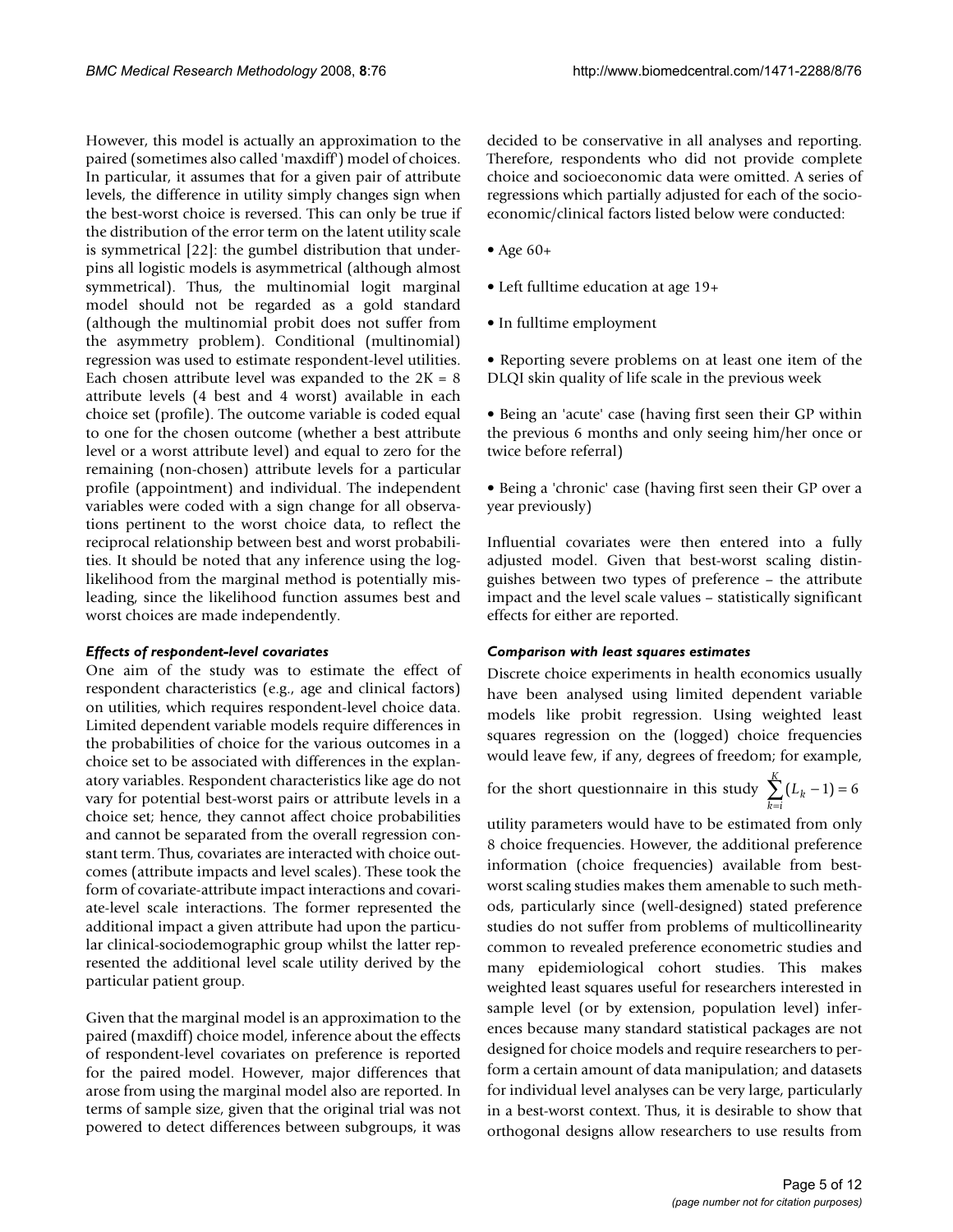However, this model is actually an approximation to the paired (sometimes also called 'maxdiff') model of choices. In particular, it assumes that for a given pair of attribute levels, the difference in utility simply changes sign when the best-worst choice is reversed. This can only be true if the distribution of the error term on the latent utility scale is symmetrical [22]: the gumbel distribution that underpins all logistic models is asymmetrical (although almost symmetrical). Thus, the multinomial logit marginal model should not be regarded as a gold standard (although the multinomial probit does not suffer from the asymmetry problem). Conditional (multinomial) regression was used to estimate respondent-level utilities. Each chosen attribute level was expanded to the $2K = 8$ attribute levels (4 best and 4 worst) available in each choice set (profile). The outcome variable is coded equal to one for the chosen outcome (whether a best attribute level or a worst attribute level) and equal to zero for the remaining (non-chosen) attribute levels for a particular profile (appointment) and individual. The independent variables were coded with a sign change for all observations pertinent to the worst choice data, to reflect the reciprocal relationship between best and worst probabilities. It should be noted that any inference using the log-likelihood from the marginal method is potentially misleading, since the likelihood function assumes best and worst choices are made independently.

### *Effects of respondent-level covariates*

One aim of the study was to estimate the effect of respondent characteristics (e.g., age and clinical factors) on utilities, which requires respondent-level choice data. Limited dependent variable models require differences in the probabilities of choice for the various outcomes in a choice set to be associated with differences in the explanatory variables. Respondent characteristics like age do not vary for potential best-worst pairs or attribute levels in a choice set; hence, they cannot affect choice probabilities and cannot be separated from the overall regression constant term. Thus, covariates are interacted with choice outcomes (attribute impacts and level scales). These took the form of covariate-attribute impact interactions and covariate-level scale interactions. The former represented the additional impact a given attribute had upon the particular clinical-sociodemographic group whilst the latter represented the additional level scale utility derived by the particular patient group.

Given that the marginal model is an approximation to the paired (maxdiff) choice model, inference about the effects of respondent-level covariates on preference is reported for the paired model. However, major differences that arose from using the marginal model also are reported. In terms of sample size, given that the original trial was not powered to detect differences between subgroups, it was decided to be conservative in all analyses and reporting. Therefore, respondents who did not provide complete choice and socioeconomic data were omitted. A series of regressions which partially adjusted for each of the socioeconomic/clinical factors listed below were conducted:

- Age 60+
- Left fulltime education at age 19+
- In fulltime employment
- Reporting severe problems on at least one item of the DLQI skin quality of life scale in the previous week
- Being an 'acute' case (having first seen their GP within the previous 6 months and only seeing him/her once or twice before referral)
- Being a 'chronic' case (having first seen their GP over a year previously)

Influential covariates were then entered into a fully adjusted model. Given that best-worst scaling distinguishes between two types of preference – the attribute impact and the level scale values – statistically significant effects for either are reported.

### *Comparison with least squares estimates*

Discrete choice experiments in health economics usually have been analysed using limited dependent variable models like probit regression. Using weighted least squares regression on the (logged) choice frequencies would leave few, if any, degrees of freedom; for example, for the short questionnaire in this study $\sum_{k=i}^{K}(L_k - 1) = 6$ utility parameters would have to be estimated from only 8 choice frequencies. However, the additional preference information (choice frequencies) available from best-worst scaling studies makes them amenable to such methods, particularly since (well-designed) stated preference studies do not suffer from problems of multicollinearity common to revealed preference econometric studies and many epidemiological cohort studies. This makes weighted least squares useful for researchers interested in sample level (or by extension, population level) inferences because many standard statistical packages are not designed for choice models and require researchers to perform a certain amount of data manipulation; and datasets for individual level analyses can be very large, particularly in a best-worst context. Thus, it is desirable to show that orthogonal designs allow researchers to use results from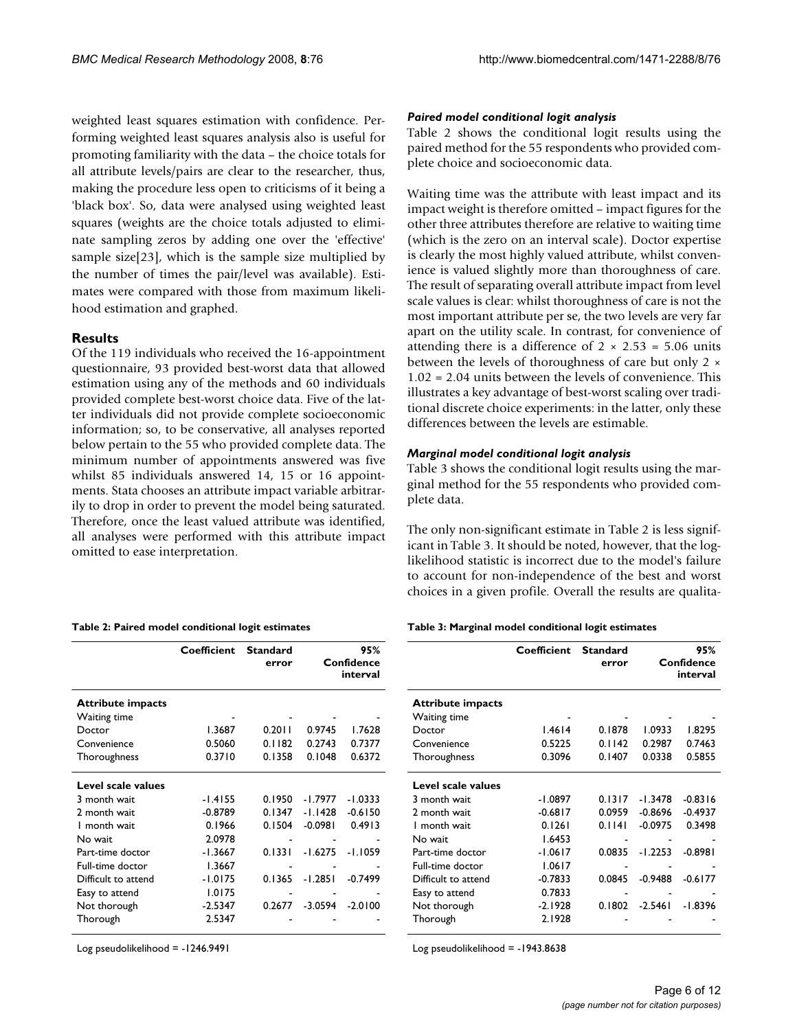weighted least squares estimation with confidence. Performing weighted least squares analysis also is useful for promoting familiarity with the data – the choice totals for all attribute levels/pairs are clear to the researcher, thus, making the procedure less open to criticisms of it being a 'black box'. So, data were analysed using weighted least squares (weights are the choice totals adjusted to eliminate sampling zeros by adding one over the 'effective' sample size[23], which is the sample size multiplied by the number of times the pair/level was available). Estimates were compared with those from maximum likelihood estimation and graphed.

## Results

Of the 119 individuals who received the 16-appointment questionnaire, 93 provided best-worst data that allowed estimation using any of the methods and 60 individuals provided complete best-worst choice data. Five of the latter individuals did not provide complete socioeconomic information; so, to be conservative, all analyses reported below pertain to the 55 who provided complete data. The minimum number of appointments answered was five whilst 85 individuals answered 14, 15 or 16 appointments. Stata chooses an attribute impact variable arbitrarily to drop in order to prevent the model being saturated. Therefore, once the least valued attribute was identified, all analyses were performed with this attribute impact omitted to ease interpretation.

### *Paired model conditional logit analysis*

Table 2 shows the conditional logit results using the paired method for the 55 respondents who provided complete choice and socioeconomic data.

Waiting time was the attribute with least impact and its impact weight is therefore omitted – impact figures for the other three attributes therefore are relative to waiting time (which is the zero on an interval scale). Doctor expertise is clearly the most highly valued attribute, whilst convenience is valued slightly more than thoroughness of care. The result of separating overall attribute impact from level scale values is clear: whilst thoroughness of care is not the most important attribute per se, the two levels are very far apart on the utility scale. In contrast, for convenience of attending there is a difference of $2 \times 2.53 = 5.06$ units between the levels of thoroughness of care but only $2 \times 1.02 = 2.04$ units between the levels of convenience. This illustrates a key advantage of best-worst scaling over traditional discrete choice experiments: in the latter, only these differences between the levels are estimable.

### *Marginal model conditional logit analysis*

Table 3 shows the conditional logit results using the marginal method for the 55 respondents who provided complete data.

The only non-significant estimate in Table 2 is less significant in Table 3. It should be noted, however, that the log-likelihood statistic is incorrect due to the model's failure to account for non-independence of the best and worst choices in a given profile. Overall the results are qualita-

**Table 2: Paired model conditional logit estimates**

| | Coefficient | Standard error | 95% Confidence interval | |
|---|---|---|---|---|
| **Attribute impacts** | | | | |
| Waiting time | - | - | - | - |
| Doctor | 1.3687 | 0.2011 | 0.9745 | 1.7628 |
| Convenience | 0.5060 | 0.1182 | 0.2743 | 0.7377 |
| Thoroughness | 0.3710 | 0.1358 | 0.1048 | 0.6372 |
| **Level scale values** | | | | |
| 3 month wait | -1.4155 | 0.1950 | -1.7977 | -1.0333 |
| 2 month wait | -0.8789 | 0.1347 | -1.1428 | -0.6150 |
| 1 month wait | 0.1966 | 0.1504 | -0.0981 | 0.4913 |
| No wait | 2.0978 | - | - | - |
| Part-time doctor | -1.3667 | 0.1331 | -1.6275 | -1.1059 |
| Full-time doctor | 1.3667 | - | - | - |
| Difficult to attend | -1.0175 | 0.1365 | -1.2851 | -0.7499 |
| Easy to attend | 1.0175 | - | - | - |
| Not thorough | -2.5347 | 0.2677 | -3.0594 | -2.0100 |
| Thorough | 2.5347 | - | - | - |

Log pseudolikelihood = -1246.9491

**Table 3: Marginal model conditional logit estimates**

| | Coefficient | Standard error | 95% Confidence interval | |
|---|---|---|---|---|
| **Attribute impacts** | | | | |
| Waiting time | - | - | - | - |
| Doctor | 1.4614 | 0.1878 | 1.0933 | 1.8295 |
| Convenience | 0.5225 | 0.1142 | 0.2987 | 0.7463 |
| Thoroughness | 0.3096 | 0.1407 | 0.0338 | 0.5855 |
| **Level scale values** | | | | |
| 3 month wait | -1.0897 | 0.1317 | -1.3478 | -0.8316 |
| 2 month wait | -0.6817 | 0.0959 | -0.8696 | -0.4937 |
| 1 month wait | 0.1261 | 0.1141 | -0.0975 | 0.3498 |
| No wait | 1.6453 | - | - | - |
| Part-time doctor | -1.0617 | 0.0835 | -1.2253 | -0.8981 |
| Full-time doctor | 1.0617 | - | - | - |
| Difficult to attend | -0.7833 | 0.0845 | -0.9488 | -0.6177 |
| Easy to attend | 0.7833 | - | - | - |
| Not thorough | -2.1928 | 0.1802 | -2.5461 | -1.8396 |
| Thorough | 2.1928 | - | - | - |

Log pseudolikelihood = -1943.8638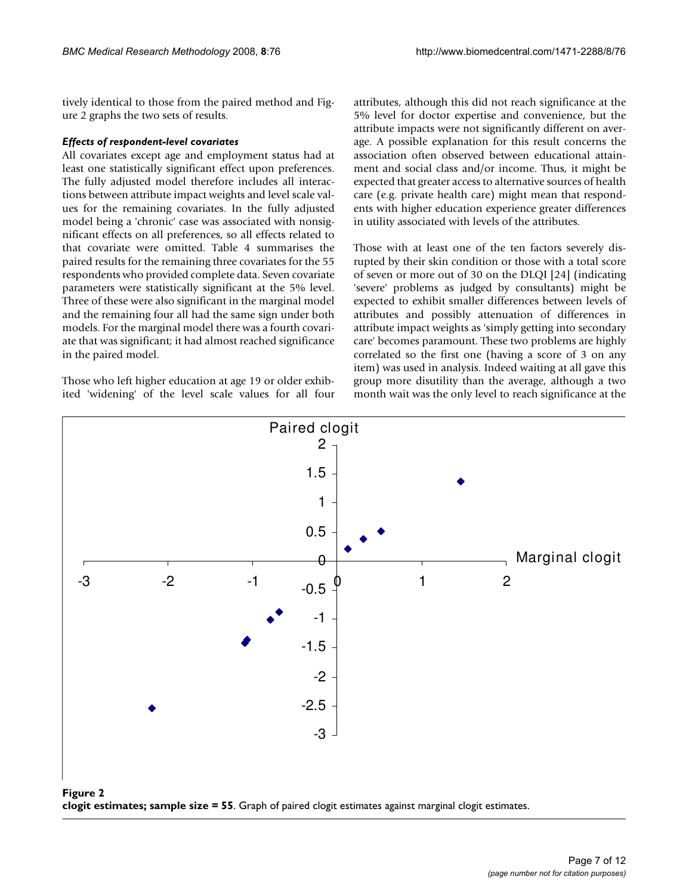tively identical to those from the paired method and Figure 2 graphs the two sets of results.

### *Effects of respondent-level covariates*

All covariates except age and employment status had at least one statistically significant effect upon preferences. The fully adjusted model therefore includes all interactions between attribute impact weights and level scale values for the remaining covariates. In the fully adjusted model being a 'chronic' case was associated with nonsignificant effects on all preferences, so all effects related to that covariate were omitted. Table 4 summarises the paired results for the remaining three covariates for the 55 respondents who provided complete data. Seven covariate parameters were statistically significant at the 5% level. Three of these were also significant in the marginal model and the remaining four all had the same sign under both models. For the marginal model there was a fourth covariate that was significant; it had almost reached significance in the paired model.

Those who left higher education at age 19 or older exhibited 'widening' of the level scale values for all four attributes, although this did not reach significance at the 5% level for doctor expertise and convenience, but the attribute impacts were not significantly different on average. A possible explanation for this result concerns the association often observed between educational attainment and social class and/or income. Thus, it might be expected that greater access to alternative sources of health care (e.g. private health care) might mean that respondents with higher education experience greater differences in utility associated with levels of the attributes.

Those with at least one of the ten factors severely disrupted by their skin condition or those with a total score of seven or more out of 30 on the DLQI [24] (indicating 'severe' problems as judged by consultants) might be expected to exhibit smaller differences between levels of attributes and possibly attenuation of differences in attribute impact weights as 'simply getting into secondary care' becomes paramount. These two problems are highly correlated so the first one (having a score of 3 on any item) was used in analysis. Indeed waiting at all gave this group more disutility than the average, although a two month wait was the only level to reach significance at the

**Figure 2**
**clogit estimates; sample size = 55**. Graph of paired clogit estimates against marginal clogit estimates.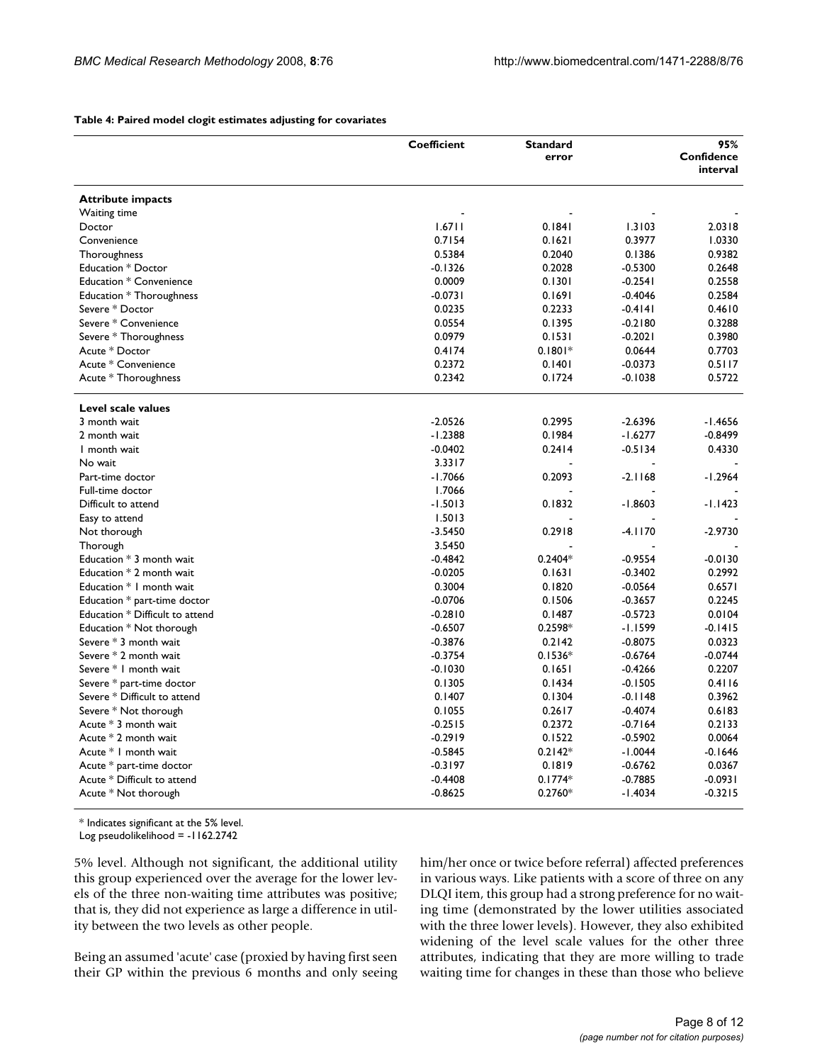**Table 4: Paired model clogit estimates adjusting for covariates**

| | Coefficient | Standard error | 95% Confidence interval | |
|---|---|---|---|---|
| **Attribute impacts** | | | | |
| Waiting time | - | - | - | - |
| Doctor | 1.6711 | 0.1841 | 1.3103 | 2.0318 |
| Convenience | 0.7154 | 0.1621 | 0.3977 | 1.0330 |
| Thoroughness | 0.5384 | 0.2040 | 0.1386 | 0.9382 |
| Education * Doctor | -0.1326 | 0.2028 | -0.5300 | 0.2648 |
| Education * Convenience | 0.0009 | 0.1301 | -0.2541 | 0.2558 |
| Education * Thoroughness | -0.0731 | 0.1691 | -0.4046 | 0.2584 |
| Severe * Doctor | 0.0235 | 0.2233 | -0.4141 | 0.4610 |
| Severe * Convenience | 0.0554 | 0.1395 | -0.2180 | 0.3288 |
| Severe * Thoroughness | 0.0979 | 0.1531 | -0.2021 | 0.3980 |
| Acute * Doctor | 0.4174 | 0.1801* | 0.0644 | 0.7703 |
| Acute * Convenience | 0.2372 | 0.1401 | -0.0373 | 0.5117 |
| Acute * Thoroughness | 0.2342 | 0.1724 | -0.1038 | 0.5722 |
| **Level scale values** | | | | |
| 3 month wait | -2.0526 | 0.2995 | -2.6396 | -1.4656 |
| 2 month wait | -1.2388 | 0.1984 | -1.6277 | -0.8499 |
| 1 month wait | -0.0402 | 0.2414 | -0.5134 | 0.4330 |
| No wait | 3.3317 | - | - | - |
| Part-time doctor | -1.7066 | 0.2093 | -2.1168 | -1.2964 |
| Full-time doctor | 1.7066 | - | - | - |
| Difficult to attend | -1.5013 | 0.1832 | -1.8603 | -1.1423 |
| Easy to attend | 1.5013 | - | - | - |
| Not thorough | -3.5450 | 0.2918 | -4.1170 | -2.9730 |
| Thorough | 3.5450 | - | - | - |
| Education * 3 month wait | -0.4842 | 0.2404* | -0.9554 | -0.0130 |
| Education * 2 month wait | -0.0205 | 0.1631 | -0.3402 | 0.2992 |
| Education * 1 month wait | 0.3004 | 0.1820 | -0.0564 | 0.6571 |
| Education * part-time doctor | -0.0706 | 0.1506 | -0.3657 | 0.2245 |
| Education * Difficult to attend | -0.2810 | 0.1487 | -0.5723 | 0.0104 |
| Education * Not thorough | -0.6507 | 0.2598* | -1.1599 | -0.1415 |
| Severe * 3 month wait | -0.3876 | 0.2142 | -0.8075 | 0.0323 |
| Severe * 2 month wait | -0.3754 | 0.1536* | -0.6764 | -0.0744 |
| Severe * 1 month wait | -0.1030 | 0.1651 | -0.4266 | 0.2207 |
| Severe * part-time doctor | 0.1305 | 0.1434 | -0.1505 | 0.4116 |
| Severe * Difficult to attend | 0.1407 | 0.1304 | -0.1148 | 0.3962 |
| Severe * Not thorough | 0.1055 | 0.2617 | -0.4074 | 0.6183 |
| Acute * 3 month wait | -0.2515 | 0.2372 | -0.7164 | 0.2133 |
| Acute * 2 month wait | -0.2919 | 0.1522 | -0.5902 | 0.0064 |
| Acute * 1 month wait | -0.5845 | 0.2142* | -1.0044 | -0.1646 |
| Acute * part-time doctor | -0.3197 | 0.1819 | -0.6762 | 0.0367 |
| Acute * Difficult to attend | -0.4408 | 0.1774* | -0.7885 | -0.0931 |
| Acute * Not thorough | -0.8625 | 0.2760* | -1.4034 | -0.3215 |

* Indicates significant at the 5% level.
Log pseudolikelihood = -1162.2742

5% level. Although not significant, the additional utility this group experienced over the average for the lower levels of the three non-waiting time attributes was positive; that is, they did not experience as large a difference in utility between the two levels as other people.

Being an assumed 'acute' case (proxied by having first seen their GP within the previous 6 months and only seeing him/her once or twice before referral) affected preferences in various ways. Like patients with a score of three on any DLQI item, this group had a strong preference for no waiting time (demonstrated by the lower utilities associated with the three lower levels). However, they also exhibited widening of the level scale values for the other three attributes, indicating that they are more willing to trade waiting time for changes in these than those who believe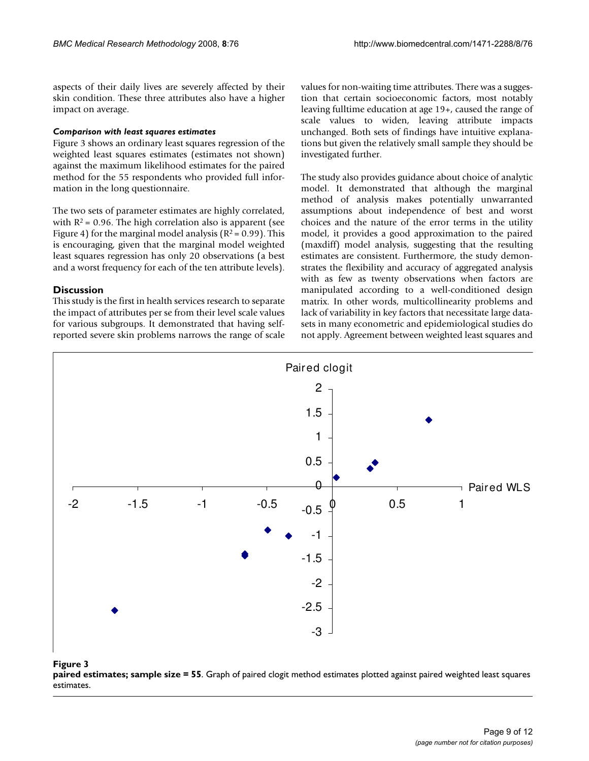aspects of their daily lives are severely affected by their skin condition. These three attributes also have a higher impact on average.

#### *Comparison with least squares estimates*

Figure 3 shows an ordinary least squares regression of the weighted least squares estimates (estimates not shown) against the maximum likelihood estimates for the paired method for the 55 respondents who provided full information in the long questionnaire.

The two sets of parameter estimates are highly correlated, with $R^2 = 0.96$. The high correlation also is apparent (see Figure 4) for the marginal model analysis ($R^2 = 0.99$). This is encouraging, given that the marginal model weighted least squares regression has only 20 observations (a best and a worst frequency for each of the ten attribute levels).

## Discussion

This study is the first in health services research to separate the impact of attributes per se from their level scale values for various subgroups. It demonstrated that having self-reported severe skin problems narrows the range of scale values for non-waiting time attributes. There was a suggestion that certain socioeconomic factors, most notably leaving fulltime education at age 19+, caused the range of scale values to widen, leaving attribute impacts unchanged. Both sets of findings have intuitive explanations but given the relatively small sample they should be investigated further.

The study also provides guidance about choice of analytic model. It demonstrated that although the marginal method of analysis makes potentially unwarranted assumptions about independence of best and worst choices and the nature of the error terms in the utility model, it provides a good approximation to the paired (maxdiff) model analysis, suggesting that the resulting estimates are consistent. Furthermore, the study demonstrates the flexibility and accuracy of aggregated analysis with as few as twenty observations when factors are manipulated according to a well-conditioned design matrix. In other words, multicollinearity problems and lack of variability in key factors that necessitate large datasets in many econometric and epidemiological studies do not apply. Agreement between weighted least squares and

**Figure 3**
**paired estimates; sample size = 55**. Graph of paired clogit method estimates plotted against paired weighted least squares estimates.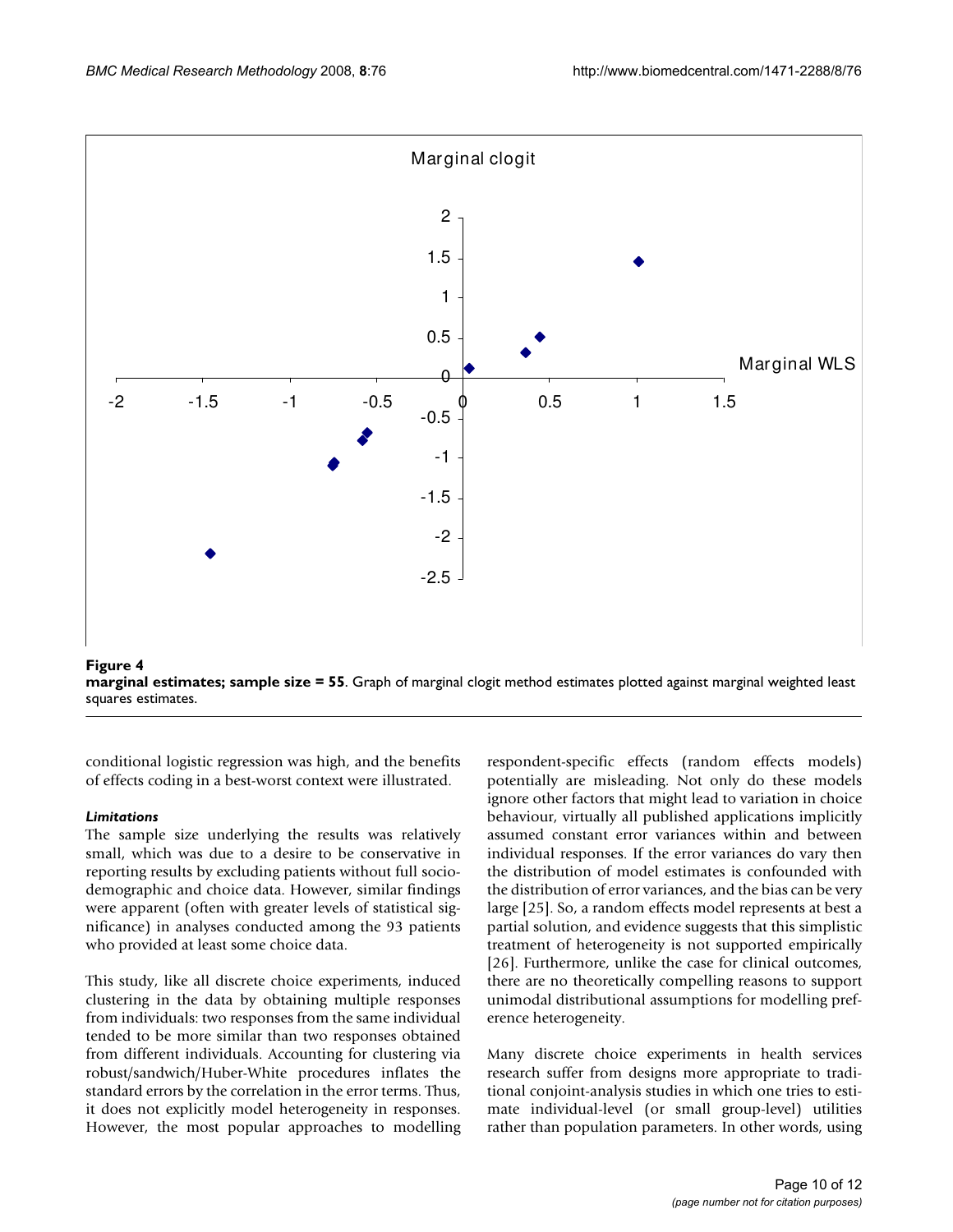**Figure 4**

**marginal estimates; sample size = 55**. Graph of marginal clogit method estimates plotted against marginal weighted least squares estimates.

conditional logistic regression was high, and the benefits of effects coding in a best-worst context were illustrated.

### *Limitations*

The sample size underlying the results was relatively small, which was due to a desire to be conservative in reporting results by excluding patients without full sociodemographic and choice data. However, similar findings were apparent (often with greater levels of statistical significance) in analyses conducted among the 93 patients who provided at least some choice data.

This study, like all discrete choice experiments, induced clustering in the data by obtaining multiple responses from individuals: two responses from the same individual tended to be more similar than two responses obtained from different individuals. Accounting for clustering via robust/sandwich/Huber-White procedures inflates the standard errors by the correlation in the error terms. Thus, it does not explicitly model heterogeneity in responses. However, the most popular approaches to modelling respondent-specific effects (random effects models) potentially are misleading. Not only do these models ignore other factors that might lead to variation in choice behaviour, virtually all published applications implicitly assumed constant error variances within and between individual responses. If the error variances do vary then the distribution of model estimates is confounded with the distribution of error variances, and the bias can be very large [25]. So, a random effects model represents at best a partial solution, and evidence suggests that this simplistic treatment of heterogeneity is not supported empirically [26]. Furthermore, unlike the case for clinical outcomes, there are no theoretically compelling reasons to support unimodal distributional assumptions for modelling preference heterogeneity.

Many discrete choice experiments in health services research suffer from designs more appropriate to traditional conjoint-analysis studies in which one tries to estimate individual-level (or small group-level) utilities rather than population parameters. In other words, using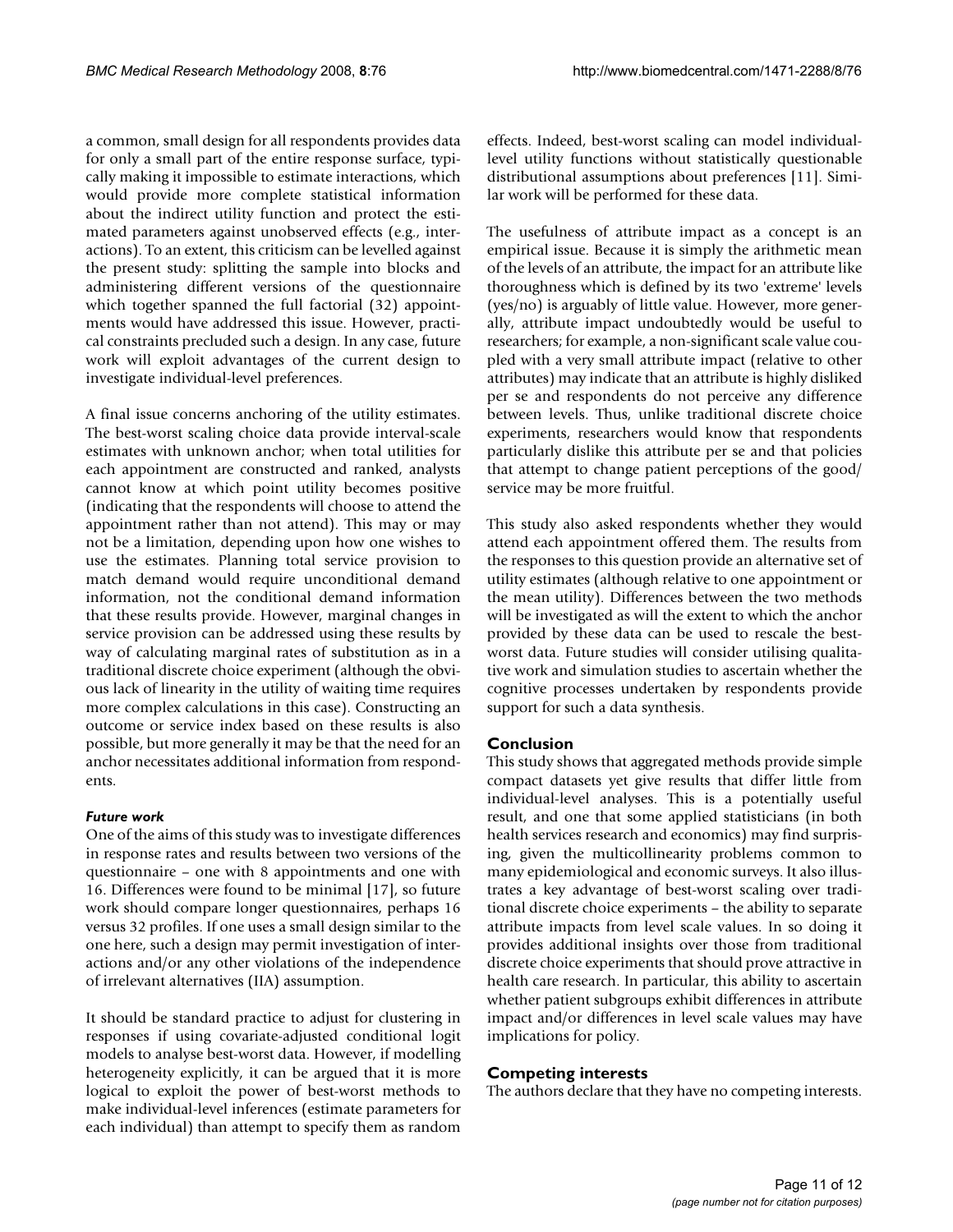a common, small design for all respondents provides data for only a small part of the entire response surface, typically making it impossible to estimate interactions, which would provide more complete statistical information about the indirect utility function and protect the estimated parameters against unobserved effects (e.g., interactions). To an extent, this criticism can be levelled against the present study: splitting the sample into blocks and administering different versions of the questionnaire which together spanned the full factorial (32) appointments would have addressed this issue. However, practical constraints precluded such a design. In any case, future work will exploit advantages of the current design to investigate individual-level preferences.

A final issue concerns anchoring of the utility estimates. The best-worst scaling choice data provide interval-scale estimates with unknown anchor; when total utilities for each appointment are constructed and ranked, analysts cannot know at which point utility becomes positive (indicating that the respondents will choose to attend the appointment rather than not attend). This may or may not be a limitation, depending upon how one wishes to use the estimates. Planning total service provision to match demand would require unconditional demand information, not the conditional demand information that these results provide. However, marginal changes in service provision can be addressed using these results by way of calculating marginal rates of substitution as in a traditional discrete choice experiment (although the obvious lack of linearity in the utility of waiting time requires more complex calculations in this case). Constructing an outcome or service index based on these results is also possible, but more generally it may be that the need for an anchor necessitates additional information from respondents.

### *Future work*

One of the aims of this study was to investigate differences in response rates and results between two versions of the questionnaire – one with 8 appointments and one with 16. Differences were found to be minimal [17], so future work should compare longer questionnaires, perhaps 16 versus 32 profiles. If one uses a small design similar to the one here, such a design may permit investigation of interactions and/or any other violations of the independence of irrelevant alternatives (IIA) assumption.

It should be standard practice to adjust for clustering in responses if using covariate-adjusted conditional logit models to analyse best-worst data. However, if modelling heterogeneity explicitly, it can be argued that it is more logical to exploit the power of best-worst methods to make individual-level inferences (estimate parameters for each individual) than attempt to specify them as random effects. Indeed, best-worst scaling can model individual-level utility functions without statistically questionable distributional assumptions about preferences [11]. Similar work will be performed for these data.

The usefulness of attribute impact as a concept is an empirical issue. Because it is simply the arithmetic mean of the levels of an attribute, the impact for an attribute like thoroughness which is defined by its two 'extreme' levels (yes/no) is arguably of little value. However, more generally, attribute impact undoubtedly would be useful to researchers; for example, a non-significant scale value coupled with a very small attribute impact (relative to other attributes) may indicate that an attribute is highly disliked per se and respondents do not perceive any difference between levels. Thus, unlike traditional discrete choice experiments, researchers would know that respondents particularly dislike this attribute per se and that policies that attempt to change patient perceptions of the good/service may be more fruitful.

This study also asked respondents whether they would attend each appointment offered them. The results from the responses to this question provide an alternative set of utility estimates (although relative to one appointment or the mean utility). Differences between the two methods will be investigated as will the extent to which the anchor provided by these data can be used to rescale the best-worst data. Future studies will consider utilising qualitative work and simulation studies to ascertain whether the cognitive processes undertaken by respondents provide support for such a data synthesis.

## Conclusion

This study shows that aggregated methods provide simple compact datasets yet give results that differ little from individual-level analyses. This is a potentially useful result, and one that some applied statisticians (in both health services research and economics) may find surprising, given the multicollinearity problems common to many epidemiological and economic surveys. It also illustrates a key advantage of best-worst scaling over traditional discrete choice experiments – the ability to separate attribute impacts from level scale values. In so doing it provides additional insights over those from traditional discrete choice experiments that should prove attractive in health care research. In particular, this ability to ascertain whether patient subgroups exhibit differences in attribute impact and/or differences in level scale values may have implications for policy.

## Competing interests

The authors declare that they have no competing interests.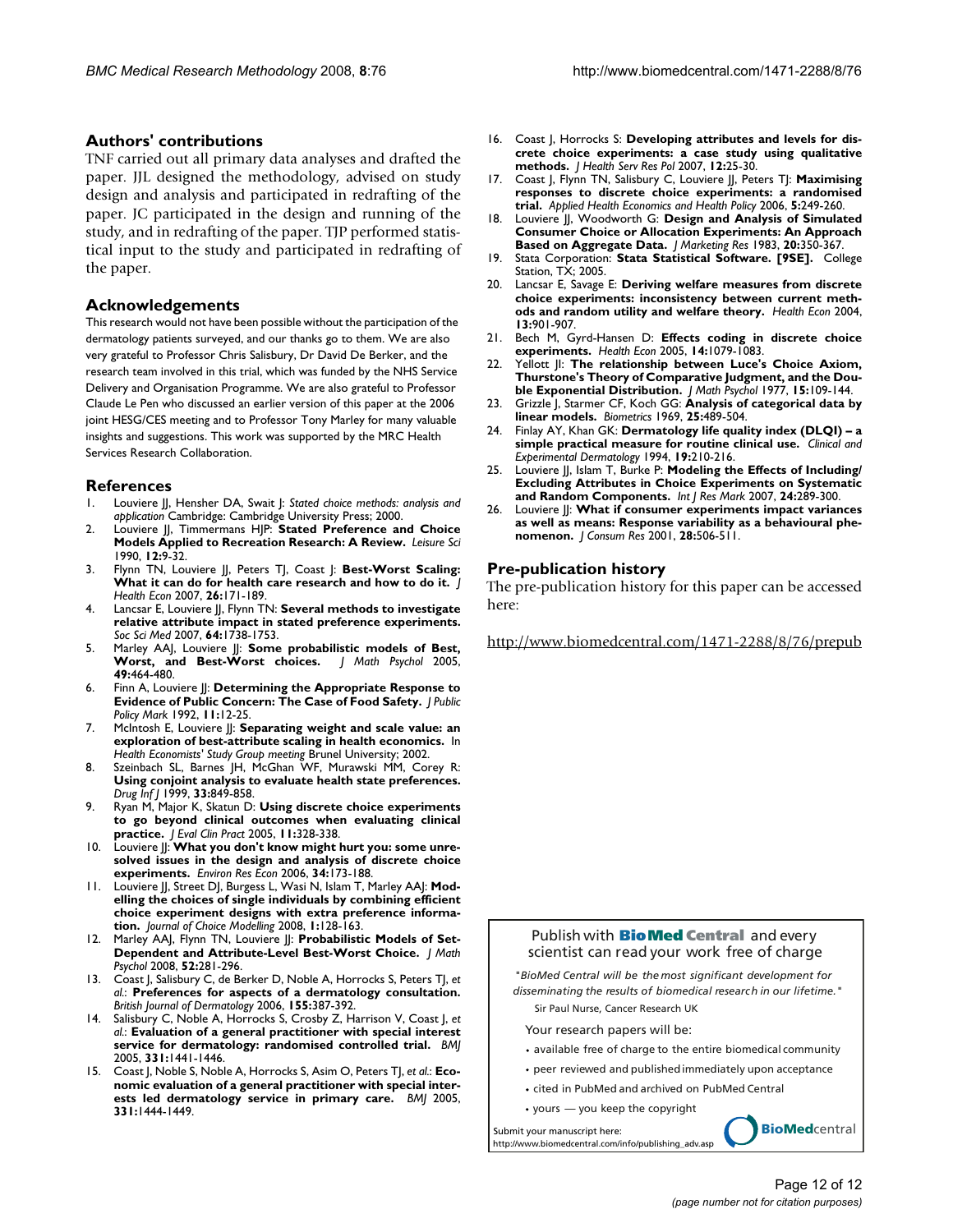## Authors' contributions

TNF carried out all primary data analyses and drafted the paper. JJL designed the methodology, advised on study design and analysis and participated in redrafting of the paper. JC participated in the design and running of the study, and in redrafting of the paper. TJP performed statistical input to the study and participated in redrafting of the paper.

## Acknowledgements

This research would not have been possible without the participation of the dermatology patients surveyed, and our thanks go to them. We are also very grateful to Professor Chris Salisbury, Dr David De Berker, and the research team involved in this trial, which was funded by the NHS Service Delivery and Organisation Programme. We are also grateful to Professor Claude Le Pen who discussed an earlier version of this paper at the 2006 joint HESG/CES meeting and to Professor Tony Marley for many valuable insights and suggestions. This work was supported by the MRC Health Services Research Collaboration.

## References

1. Louviere JJ, Hensher DA, Swait J: *Stated choice methods: analysis and application* Cambridge: Cambridge University Press; 2000.
2. Louviere JJ, Timmermans HJP: **Stated Preference and Choice Models Applied to Recreation Research: A Review.** *Leisure Sci* 1990, **12:**9-32.
3. Flynn TN, Louviere JJ, Peters TJ, Coast J: **Best-Worst Scaling: What it can do for health care research and how to do it.** *J Health Econ* 2007, **26:**171-189.
4. Lancsar E, Louviere JJ, Flynn TN: **Several methods to investigate relative attribute impact in stated preference experiments.** *Soc Sci Med* 2007, **64:**1738-1753.
5. Marley AAJ, Louviere JJ: **Some probabilistic models of Best, Worst, and Best-Worst choices.** *J Math Psychol* 2005, **49:**464-480.
6. Finn A, Louviere JJ: **Determining the Appropriate Response to Evidence of Public Concern: The Case of Food Safety.** *J Public Policy Mark* 1992, **11:**12-25.
7. McIntosh E, Louviere JJ: **Separating weight and scale value: an exploration of best-attribute scaling in health economics.** In *Health Economists' Study Group meeting* Brunel University; 2002.
8. Szeinbach SL, Barnes JH, McGhan WF, Murawski MM, Corey R: **Using conjoint analysis to evaluate health state preferences.** *Drug Inf J* 1999, **33:**849-858.
9. Ryan M, Major K, Skatun D: **Using discrete choice experiments to go beyond clinical outcomes when evaluating clinical practice.** *J Eval Clin Pract* 2005, **11:**328-338.
10. Louviere JJ: **What you don't know might hurt you: some unresolved issues in the design and analysis of discrete choice experiments.** *Environ Res Econ* 2006, **34:**173-188.
11. Louviere JJ, Street DJ, Burgess L, Wasi N, Islam T, Marley AAJ: **Modelling the choices of single individuals by combining efficient choice experiment designs with extra preference information.** *Journal of Choice Modelling* 2008, **1:**128-163.
12. Marley AAJ, Flynn TN, Louviere JJ: **Probabilistic Models of Set-Dependent and Attribute-Level Best-Worst Choice.** *J Math Psychol* 2008, **52:**281-296.
13. Coast J, Salisbury C, de Berker D, Noble A, Horrocks S, Peters TJ, *et al.*: **Preferences for aspects of a dermatology consultation.** *British Journal of Dermatology* 2006, **155:**387-392.
14. Salisbury C, Noble A, Horrocks S, Crosby Z, Harrison V, Coast J, *et al.*: **Evaluation of a general practitioner with special interest service for dermatology: randomised controlled trial.** *BMJ* 2005, **331:**1441-1446.
15. Coast J, Noble S, Noble A, Horrocks S, Asim O, Peters TJ, *et al.*: **Economic evaluation of a general practitioner with special interests led dermatology service in primary care.** *BMJ* 2005, **331:**1444-1449.
16. Coast J, Horrocks S: **Developing attributes and levels for discrete choice experiments: a case study using qualitative methods.** *J Health Serv Res Pol* 2007, **12:**25-30.
17. Coast J, Flynn TN, Salisbury C, Louviere JJ, Peters TJ: **Maximising responses to discrete choice experiments: a randomised trial.** *Applied Health Economics and Health Policy* 2006, **5:**249-260.
18. Louviere JJ, Woodworth G: **Design and Analysis of Simulated Consumer Choice or Allocation Experiments: An Approach Based on Aggregate Data.** *J Marketing Res* 1983, **20:**350-367.
19. Stata Corporation: **Stata Statistical Software. [9SE].** College Station, TX; 2005.
20. Lancsar E, Savage E: **Deriving welfare measures from discrete choice experiments: inconsistency between current methods and random utility and welfare theory.** *Health Econ* 2004, **13:**901-907.
21. Bech M, Gyrd-Hansen D: **Effects coding in discrete choice experiments.** *Health Econ* 2005, **14:**1079-1083.
22. Yellott JI: **The relationship between Luce's Choice Axiom, Thurstone's Theory of Comparative Judgment, and the Double Exponential Distribution.** *J Math Psychol* 1977, **15:**109-144.
23. Grizzle J, Starmer CF, Koch GG: **Analysis of categorical data by linear models.** *Biometrics* 1969, **25:**489-504.
24. Finlay AY, Khan GK: **Dermatology life quality index (DLQI) – a simple practical measure for routine clinical use.** *Clinical and Experimental Dermatology* 1994, **19:**210-216.
25. Louviere JJ, Islam T, Burke P: **Modeling the Effects of Including/Excluding Attributes in Choice Experiments on Systematic and Random Components.** *Int J Res Mark* 2007, **24:**289-300.
26. Louviere JJ: **What if consumer experiments impact variances as well as means: Response variability as a behavioural phenomenon.** *J Consum Res* 2001, **28:**506-511.

## Pre-publication history

The pre-publication history for this paper can be accessed here:

http://www.biomedcentral.com/1471-2288/8/76/prepub

Publish with **BioMed Central** and every scientist can read your work free of charge

*"BioMed Central will be the most significant development for disseminating the results of biomedical research in our lifetime."*
Sir Paul Nurse, Cancer Research UK

Your research papers will be:

- available free of charge to the entire biomedical community
- peer reviewed and published immediately upon acceptance
- cited in PubMed and archived on PubMed Central
- yours — you keep the copyright

Submit your manuscript here:
http://www.biomedcentral.com/info/publishing_adv.asp

**BioMed**central